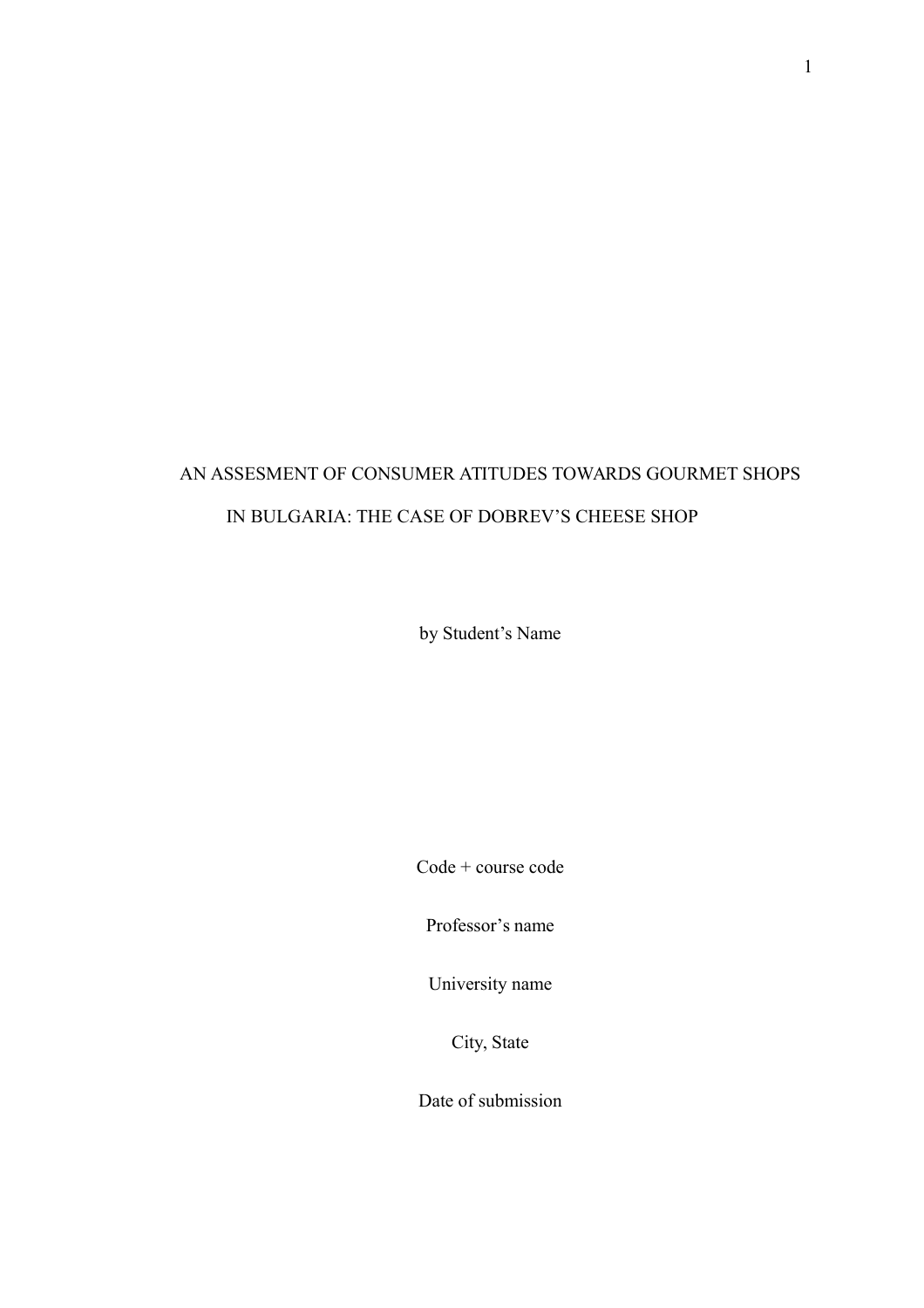# AN ASSESMENT OF CONSUMER ATITUDES TOWARDS GOURMET SHOPS IN BULGARIA: THE CASE OF DOBREV'S CHEESE SHOP

by Student's Name

Code + course code

Professor's name

University name

City, State

Date of submission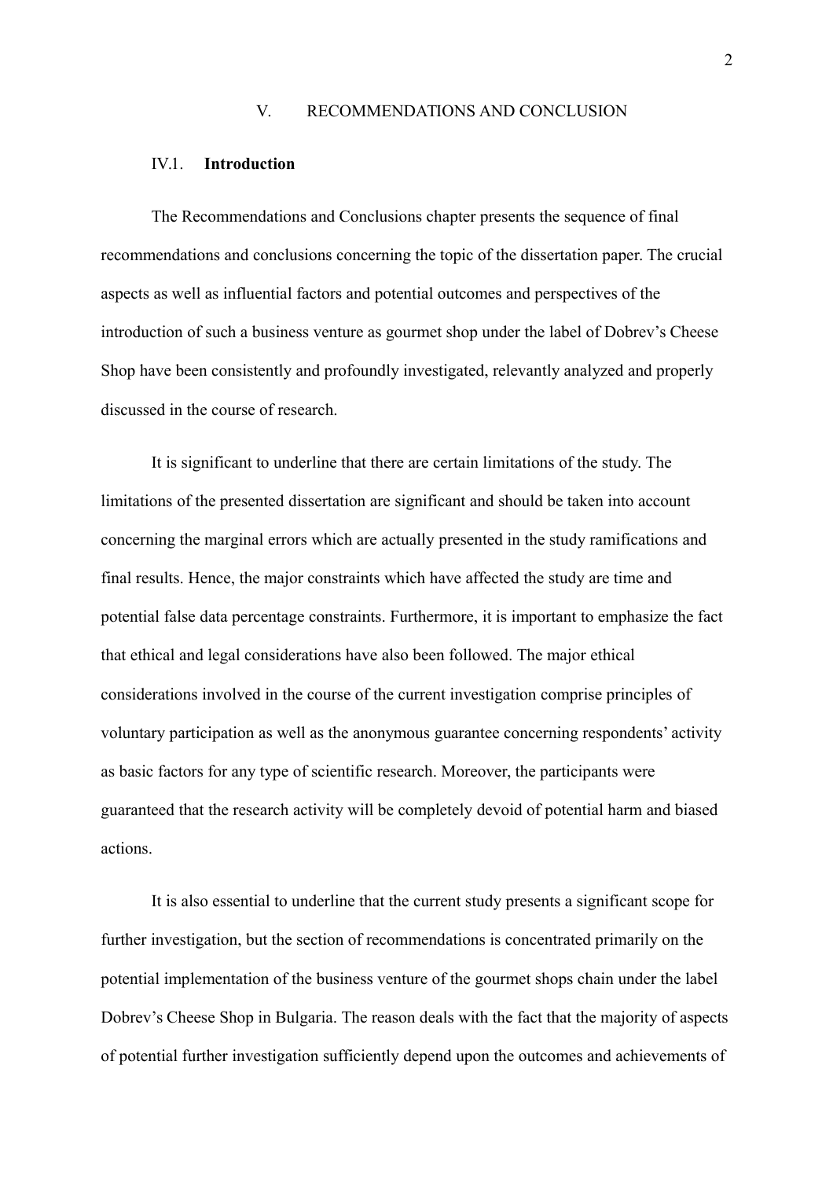# V. RECOMMENDATIONS AND CONCLUSION

## IV.1. **Introduction**

The Recommendations and Conclusions chapter presents the sequence of final recommendations and conclusions concerning the topic of the dissertation paper. The crucial aspects as well as influential factors and potential outcomes and perspectives of the introduction of such a business venture as gourmet shop under the label of Dobrev's Cheese Shop have been consistently and profoundly investigated, relevantly analyzed and properly discussed in the course of research.

It is significant to underline that there are certain limitations of the study. The limitations of the presented dissertation are significant and should be taken into account concerning the marginal errors which are actually presented in the study ramifications and final results. Hence, the major constraints which have affected the study are time and potential false data percentage constraints. Furthermore, it is important to emphasize the fact that ethical and legal considerations have also been followed. The major ethical considerations involved in the course of the current investigation comprise principles of voluntary participation as well as the anonymous guarantee concerning respondents' activity as basic factors for any type of scientific research. Moreover, the participants were guaranteed that the research activity will be completely devoid of potential harm and biased actions.

It is also essential to underline that the current study presents a significant scope for further investigation, but the section of recommendations is concentrated primarily on the potential implementation of the business venture of the gourmet shops chain under the label Dobrev's Cheese Shop in Bulgaria. The reason deals with the fact that the majority of aspects of potential further investigation sufficiently depend upon the outcomes and achievements of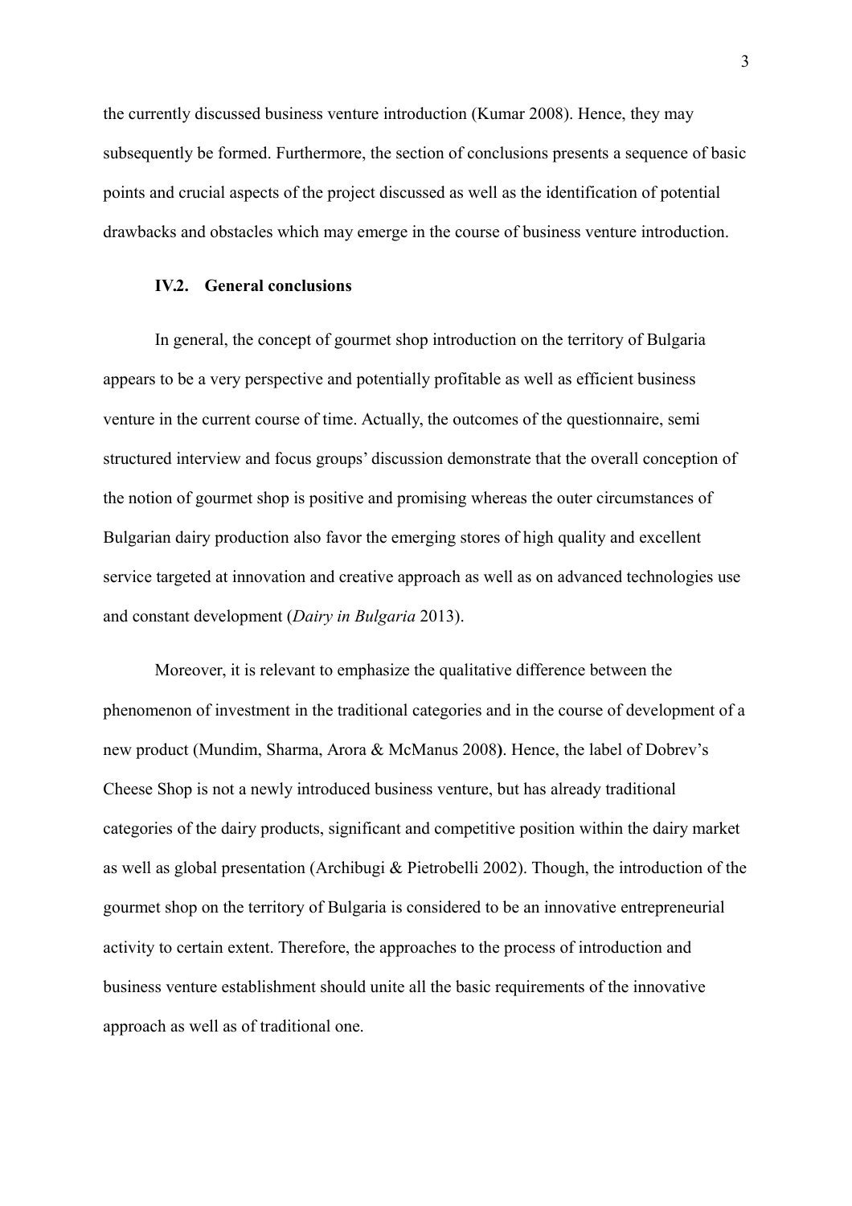the currently discussed business venture introduction (Kumar 2008). Hence, they may subsequently be formed. Furthermore, the section of conclusions presents a sequence of basic points and crucial aspects of the project discussed as well as the identification of potential drawbacks and obstacles which may emerge in the course of business venture introduction.

### IV.2. General conclusions

In general, the concept of gourmet shop introduction on the territory of Bulgaria appears to be a very perspective and potentially profitable as well as efficient business venture in the current course of time. Actually, the outcomes of the questionnaire, semi structured interview and focus groups' discussion demonstrate that the overall conception of the notion of gourmet shop is positive and promising whereas the outer circumstances of Bulgarian dairy production also favor the emerging stores of high quality and excellent service targeted at innovation and creative approach as well as on advanced technologies use and constant development (*Dairy in Bulgaria* 2013).

Moreover, it is relevant to emphasize the qualitative difference between the phenomenon of investment in the traditional categories and in the course of development of a new product (Mundim, Sharma, Arora & McManus 2008**)**. Hence, the label of Dobrev's Cheese Shop is not a newly introduced business venture, but has already traditional categories of the dairy products, significant and competitive position within the dairy market as well as global presentation (Archibugi & Pietrobelli 2002). Though, the introduction of the gourmet shop on the territory of Bulgaria is considered to be an innovative entrepreneurial activity to certain extent. Therefore, the approaches to the process of introduction and business venture establishment should unite all the basic requirements of the innovative approach as well as of traditional one.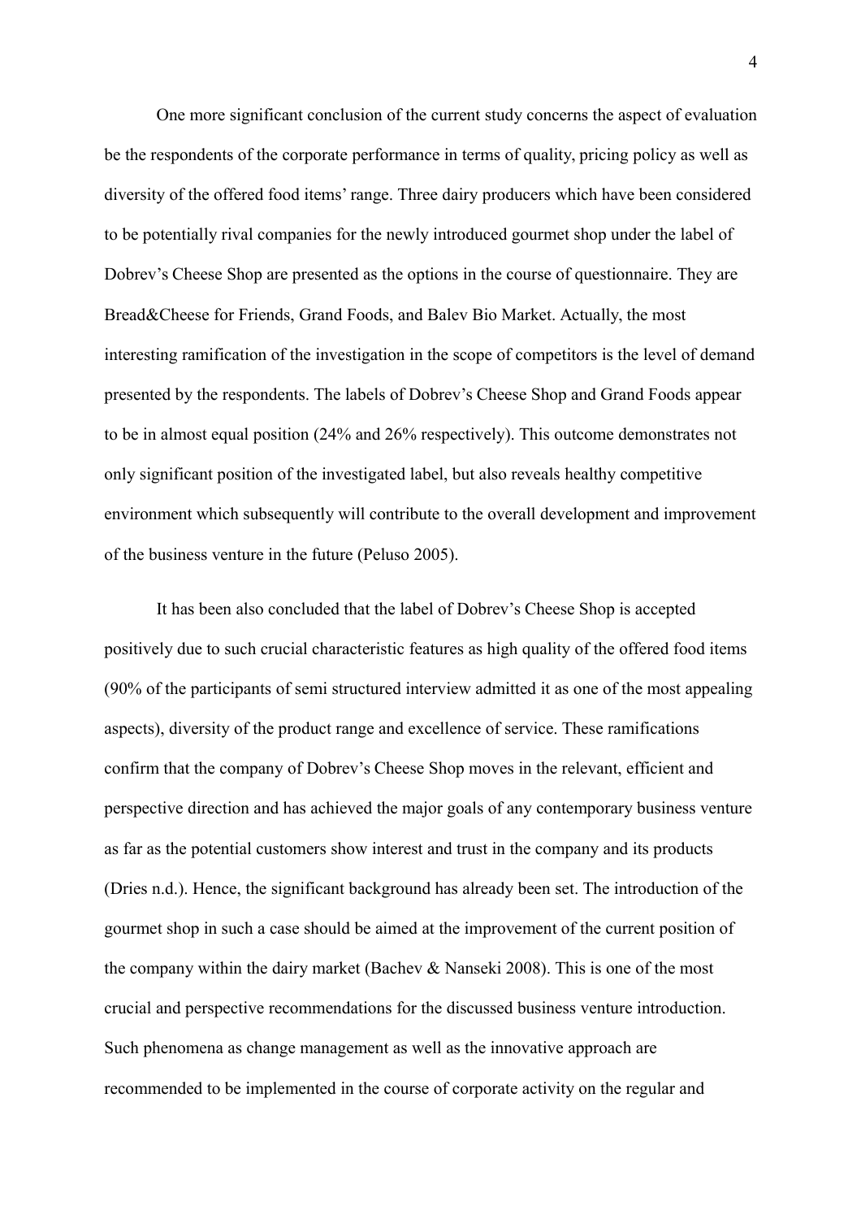One more significant conclusion of the current study concerns the aspect of evaluation be the respondents of the corporate performance in terms of quality, pricing policy as well as diversity of the offered food items' range. Three dairy producers which have been considered to be potentially rival companies for the newly introduced gourmet shop under the label of Dobrev's Cheese Shop are presented as the options in the course of questionnaire. They are Bread&Cheese for Friends, Grand Foods, and Balev Bio Market. Actually, the most interesting ramification of the investigation in the scope of competitors is the level of demand presented by the respondents. The labels of Dobrev's Cheese Shop and Grand Foods appear to be in almost equal position (24% and 26% respectively). This outcome demonstrates not only significant position of the investigated label, but also reveals healthy competitive environment which subsequently will contribute to the overall development and improvement of the business venture in the future (Peluso 2005).

It has been also concluded that the label of Dobrev's Cheese Shop is accepted positively due to such crucial characteristic features as high quality of the offered food items (90% of the participants of semi structured interview admitted it as one of the most appealing aspects), diversity of the product range and excellence of service. These ramifications confirm that the company of Dobrev's Cheese Shop moves in the relevant, efficient and perspective direction and has achieved the major goals of any contemporary business venture as far as the potential customers show interest and trust in the company and its products (Dries n.d.). Hence, the significant background has already been set. The introduction of the gourmet shop in such a case should be aimed at the improvement of the current position of the company within the dairy market (Bachev & Nanseki 2008). This is one of the most crucial and perspective recommendations for the discussed business venture introduction. Such phenomena as change management as well as the innovative approach are recommended to be implemented in the course of corporate activity on the regular and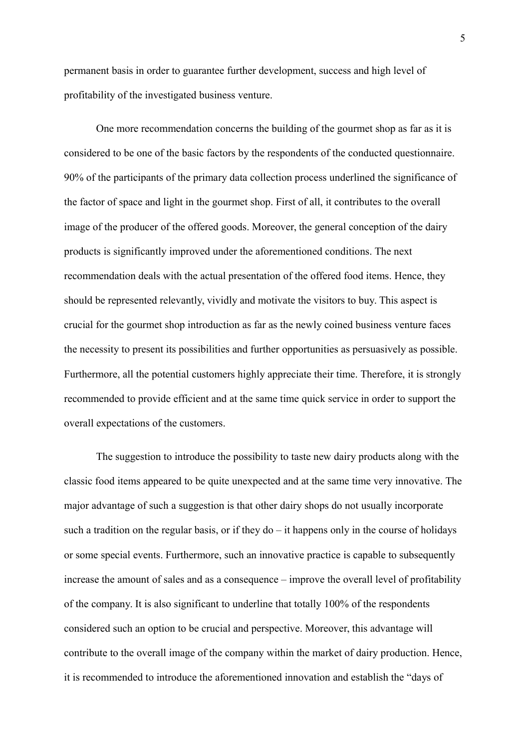permanent basis in order to guarantee further development, success and high level of profitability of the investigated business venture.

One more recommendation concerns the building of the gourmet shop as far as it is considered to be one of the basic factors by the respondents of the conducted questionnaire. 90% of the participants of the primary data collection process underlined the significance of the factor of space and light in the gourmet shop. First of all, it contributes to the overall image of the producer of the offered goods. Moreover, the general conception of the dairy products is significantly improved under the aforementioned conditions. The next recommendation deals with the actual presentation of the offered food items. Hence, they should be represented relevantly, vividly and motivate the visitors to buy. This aspect is crucial for the gourmet shop introduction as far as the newly coined business venture faces the necessity to present its possibilities and further opportunities as persuasively as possible. Furthermore, all the potential customers highly appreciate their time. Therefore, it is strongly recommended to provide efficient and at the same time quick service in order to support the overall expectations of the customers.

The suggestion to introduce the possibility to taste new dairy products along with the classic food items appeared to be quite unexpected and at the same time very innovative. The major advantage of such a suggestion is that other dairy shops do not usually incorporate such a tradition on the regular basis, or if they do – it happens only in the course of holidays or some special events. Furthermore, such an innovative practice is capable to subsequently increase the amount of sales and as a consequence – improve the overall level of profitability of the company. It is also significant to underline that totally 100% of the respondents considered such an option to be crucial and perspective. Moreover, this advantage will contribute to the overall image of the company within the market of dairy production. Hence, it is recommended to introduce the aforementioned innovation and establish the "days of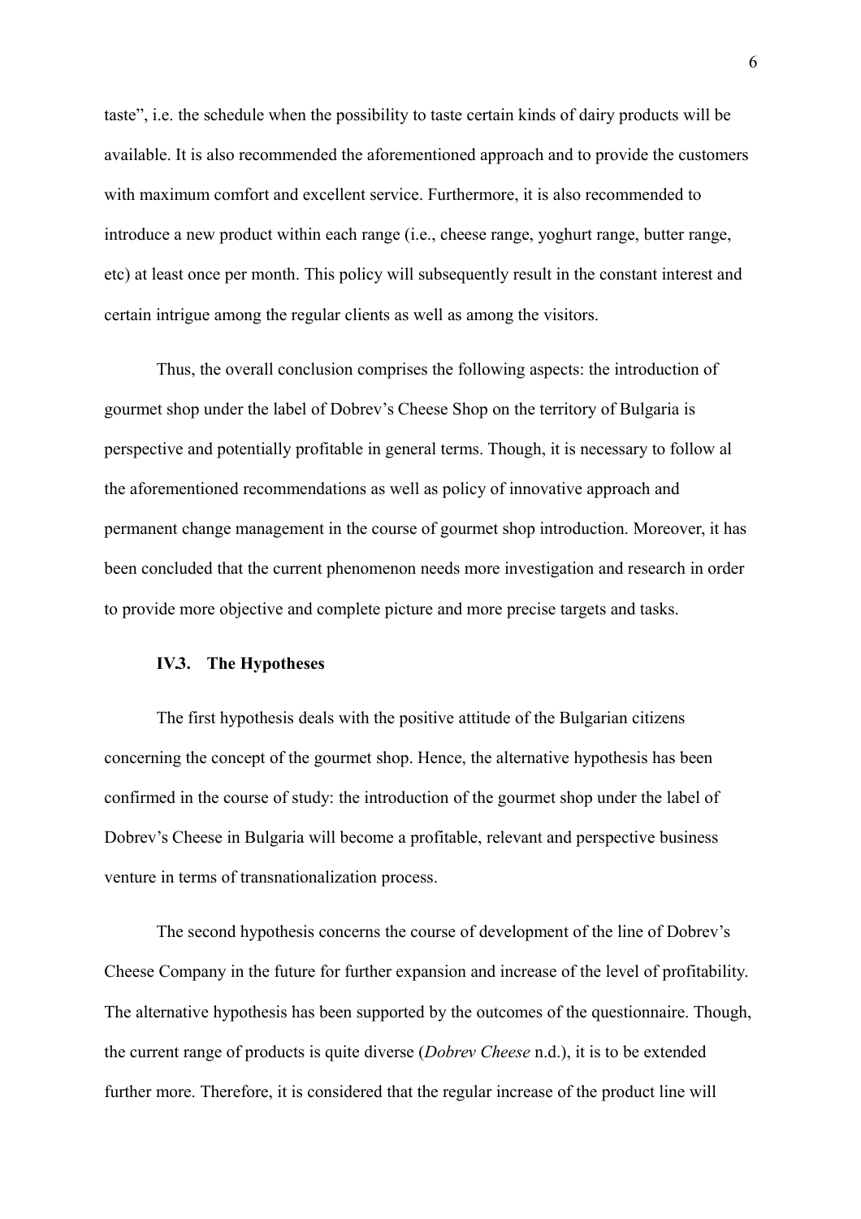taste", i.e. the schedule when the possibility to taste certain kinds of dairy products will be available. It is also recommended the aforementioned approach and to provide the customers with maximum comfort and excellent service. Furthermore, it is also recommended to introduce a new product within each range (i.e., cheese range, yoghurt range, butter range, etc) at least once per month. This policy will subsequently result in the constant interest and certain intrigue among the regular clients as well as among the visitors.

Thus, the overall conclusion comprises the following aspects: the introduction of gourmet shop under the label of Dobrev's Cheese Shop on the territory of Bulgaria is perspective and potentially profitable in general terms. Though, it is necessary to follow al the aforementioned recommendations as well as policy of innovative approach and permanent change management in the course of gourmet shop introduction. Moreover, it has been concluded that the current phenomenon needs more investigation and research in order to provide more objective and complete picture and more precise targets and tasks.

### IV.3. The Hypotheses

The first hypothesis deals with the positive attitude of the Bulgarian citizens concerning the concept of the gourmet shop. Hence, the alternative hypothesis has been confirmed in the course of study: the introduction of the gourmet shop under the label of Dobrev's Cheese in Bulgaria will become a profitable, relevant and perspective business venture in terms of transnationalization process.

The second hypothesis concerns the course of development of the line of Dobrev's Cheese Company in the future for further expansion and increase of the level of profitability. The alternative hypothesis has been supported by the outcomes of the questionnaire. Though, the current range of products is quite diverse (*Dobrev Cheese* n.d.), it is to be extended further more. Therefore, it is considered that the regular increase of the product line will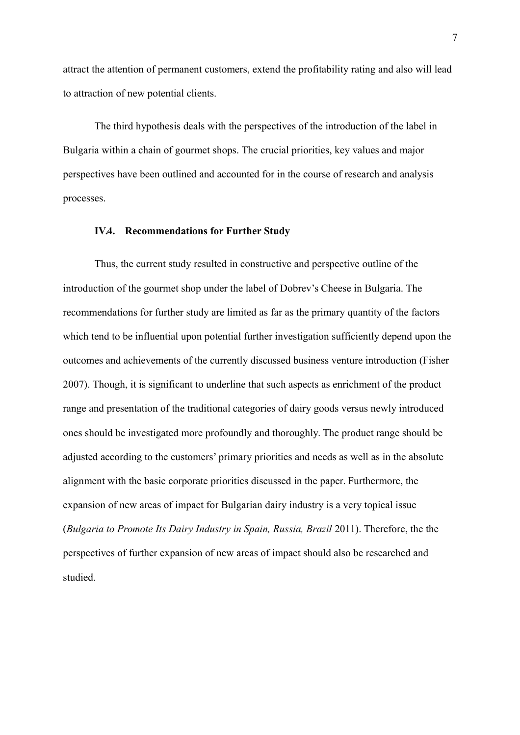attract the attention of permanent customers, extend the profitability rating and also will lead to attraction of new potential clients.

The third hypothesis deals with the perspectives of the introduction of the label in Bulgaria within a chain of gourmet shops. The crucial priorities, key values and major perspectives have been outlined and accounted for in the course of research and analysis processes.

### IV.4. Recommendations for Further Study

Thus, the current study resulted in constructive and perspective outline of the introduction of the gourmet shop under the label of Dobrev's Cheese in Bulgaria. The recommendations for further study are limited as far as the primary quantity of the factors which tend to be influential upon potential further investigation sufficiently depend upon the outcomes and achievements of the currently discussed business venture introduction (Fisher 2007). Though, it is significant to underline that such aspects as enrichment of the product range and presentation of the traditional categories of dairy goods versus newly introduced ones should be investigated more profoundly and thoroughly. The product range should be adjusted according to the customers' primary priorities and needs as well as in the absolute alignment with the basic corporate priorities discussed in the paper. Furthermore, the expansion of new areas of impact for Bulgarian dairy industry is a very topical issue (*Bulgaria to Promote Its Dairy Industry in Spain, Russia, Brazil* 2011). Therefore, the the perspectives of further expansion of new areas of impact should also be researched and studied.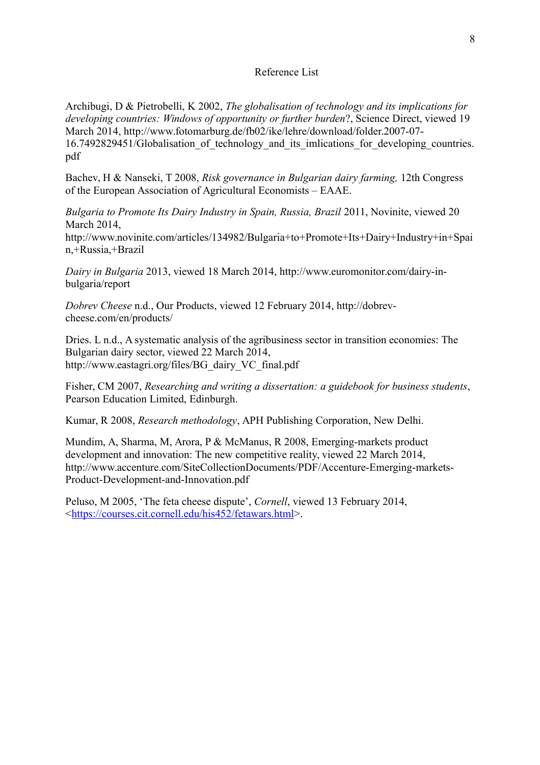# Reference List

Archibugi, D & Pietrobelli, K 2002, *The globalisation of technology and its implications for developing countries: Windows of opportunity or further burden*?, Science Direct, viewed 19 March 2014, http://www.fotomarburg.de/fb02/ike/lehre/download/folder.2007-07-16.7492829451/Globalisation_of_technology_and_its_imlications_for_developing_countries.pdf

Bachev, H & Nanseki, T 2008, *Risk governance in Bulgarian dairy farming,* 12th Congress of the European Association of Agricultural Economists – EAAE.

*Bulgaria to Promote Its Dairy Industry in Spain, Russia, Brazil* 2011, Novinite, viewed 20 March 2014, http://www.novinite.com/articles/134982/Bulgaria+to+Promote+Its+Dairy+Industry+in+Spain,+Russia,+Brazil

*Dairy in Bulgaria* 2013, viewed 18 March 2014, http://www.euromonitor.com/dairy-in-bulgaria/report

*Dobrev Cheese* n.d., Our Products, viewed 12 February 2014, http://dobrev-cheese.com/en/products/

Dries. L n.d., A systematic analysis of the agribusiness sector in transition economies: The Bulgarian dairy sector, viewed 22 March 2014, http://www.eastagri.org/files/BG_dairy_VC_final.pdf

Fisher, CM 2007, *Researching and writing a dissertation: a guidebook for business students*, Pearson Education Limited, Edinburgh.

Kumar, R 2008, *Research methodology*, APH Publishing Corporation, New Delhi.

Mundim, A, Sharma, M, Arora, P & McManus, R 2008, Emerging-markets product development and innovation: The new competitive reality, viewed 22 March 2014, http://www.accenture.com/SiteCollectionDocuments/PDF/Accenture-Emerging-markets-Product-Development-and-Innovation.pdf

Peluso, M 2005, 'The feta cheese dispute', *Cornell*, viewed 13 February 2014, <https://courses.cit.cornell.edu/his452/fetawars.html>.